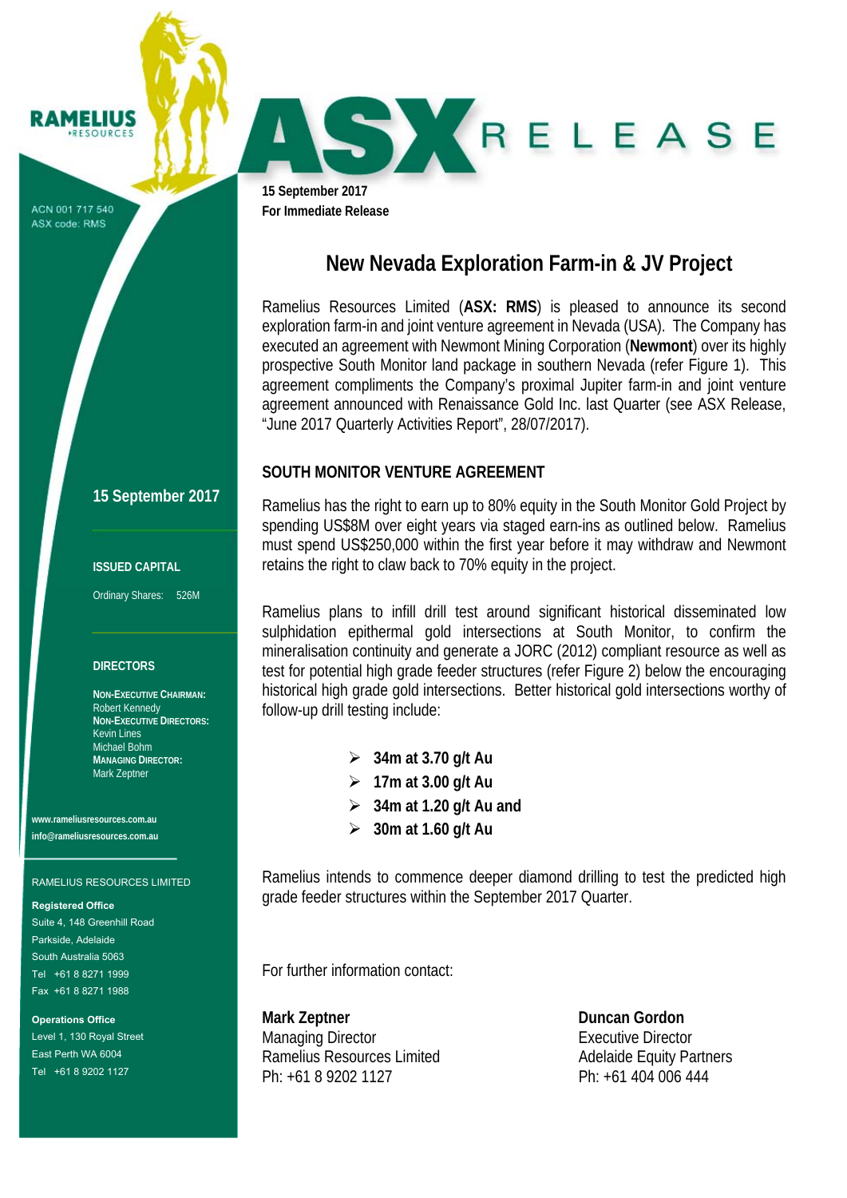RAMELIUS RESOURCES

ACN 001 717 540
ASX code: RMS

# ASX RELEASE

**15 September 2017**
**For Immediate Release**

## New Nevada Exploration Farm-in & JV Project

Ramelius Resources Limited (**ASX: RMS**) is pleased to announce its second exploration farm-in and joint venture agreement in Nevada (USA). The Company has executed an agreement with Newmont Mining Corporation (**Newmont**) over its highly prospective South Monitor land package in southern Nevada (refer Figure 1). This agreement compliments the Company's proximal Jupiter farm-in and joint venture agreement announced with Renaissance Gold Inc. last Quarter (see ASX Release, "June 2017 Quarterly Activities Report", 28/07/2017).

### SOUTH MONITOR VENTURE AGREEMENT

Ramelius has the right to earn up to 80% equity in the South Monitor Gold Project by spending US$8M over eight years via staged earn-ins as outlined below. Ramelius must spend US$250,000 within the first year before it may withdraw and Newmont retains the right to claw back to 70% equity in the project.

Ramelius plans to infill drill test around significant historical disseminated low sulphidation epithermal gold intersections at South Monitor, to confirm the mineralisation continuity and generate a JORC (2012) compliant resource as well as test for potential high grade feeder structures (refer Figure 2) below the encouraging historical high grade gold intersections. Better historical gold intersections worthy of follow-up drill testing include:

- **34m at 3.70 g/t Au**
- **17m at 3.00 g/t Au**
- **34m at 1.20 g/t Au and**
- **30m at 1.60 g/t Au**

Ramelius intends to commence deeper diamond drilling to test the predicted high grade feeder structures within the September 2017 Quarter.

For further information contact:

**Mark Zeptner**
Managing Director
Ramelius Resources Limited
Ph: +61 8 9202 1127

**Duncan Gordon**
Executive Director
Adelaide Equity Partners
Ph: +61 404 006 444

**15 September 2017**

**ISSUED CAPITAL**

Ordinary Shares: 526M

**DIRECTORS**

**NON-EXECUTIVE CHAIRMAN:**
Robert Kennedy
**NON-EXECUTIVE DIRECTORS:**
Kevin Lines
Michael Bohm
**MANAGING DIRECTOR:**
Mark Zeptner

**www.rameliusresources.com.au**
**info@rameliusresources.com.au**

RAMELIUS RESOURCES LIMITED

**Registered Office**
Suite 4, 148 Greenhill Road
Parkside, Adelaide
South Australia 5063
Tel +61 8 8271 1999
Fax +61 8 8271 1988

**Operations Office**
Level 1, 130 Royal Street
East Perth WA 6004
Tel +61 8 9202 1127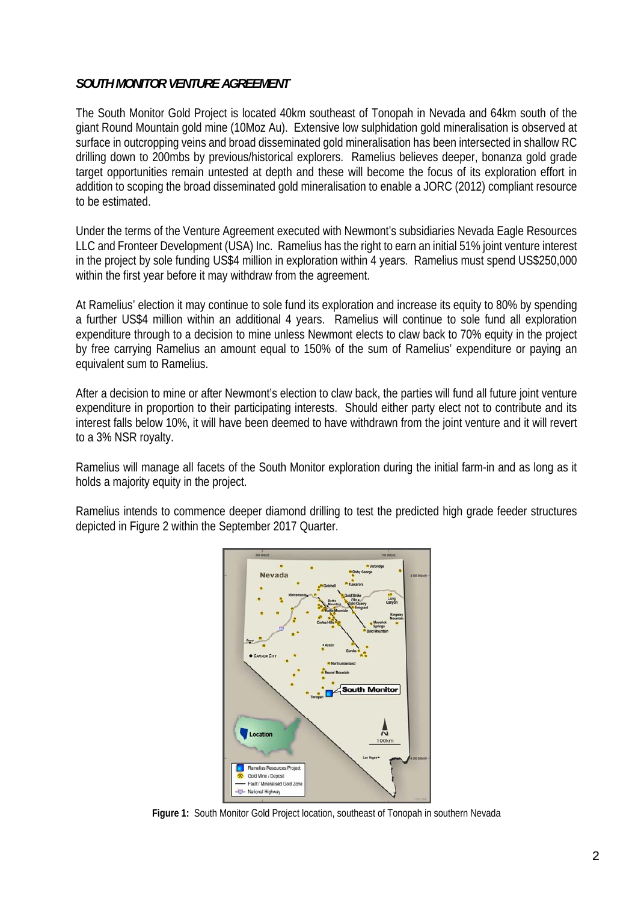***SOUTH MONITOR VENTURE AGREEMENT***

The South Monitor Gold Project is located 40km southeast of Tonopah in Nevada and 64km south of the giant Round Mountain gold mine (10Moz Au). Extensive low sulphidation gold mineralisation is observed at surface in outcropping veins and broad disseminated gold mineralisation has been intersected in shallow RC drilling down to 200mbs by previous/historical explorers. Ramelius believes deeper, bonanza gold grade target opportunities remain untested at depth and these will become the focus of its exploration effort in addition to scoping the broad disseminated gold mineralisation to enable a JORC (2012) compliant resource to be estimated.

Under the terms of the Venture Agreement executed with Newmont's subsidiaries Nevada Eagle Resources LLC and Fronteer Development (USA) Inc. Ramelius has the right to earn an initial 51% joint venture interest in the project by sole funding US$4 million in exploration within 4 years. Ramelius must spend US$250,000 within the first year before it may withdraw from the agreement.

At Ramelius' election it may continue to sole fund its exploration and increase its equity to 80% by spending a further US$4 million within an additional 4 years. Ramelius will continue to sole fund all exploration expenditure through to a decision to mine unless Newmont elects to claw back to 70% equity in the project by free carrying Ramelius an amount equal to 150% of the sum of Ramelius' expenditure or paying an equivalent sum to Ramelius.

After a decision to mine or after Newmont's election to claw back, the parties will fund all future joint venture expenditure in proportion to their participating interests. Should either party elect not to contribute and its interest falls below 10%, it will have been deemed to have withdrawn from the joint venture and it will revert to a 3% NSR royalty.

Ramelius will manage all facets of the South Monitor exploration during the initial farm-in and as long as it holds a majority equity in the project.

Ramelius intends to commence deeper diamond drilling to test the predicted high grade feeder structures depicted in Figure 2 within the September 2017 Quarter.

**Figure 1:** South Monitor Gold Project location, southeast of Tonopah in southern Nevada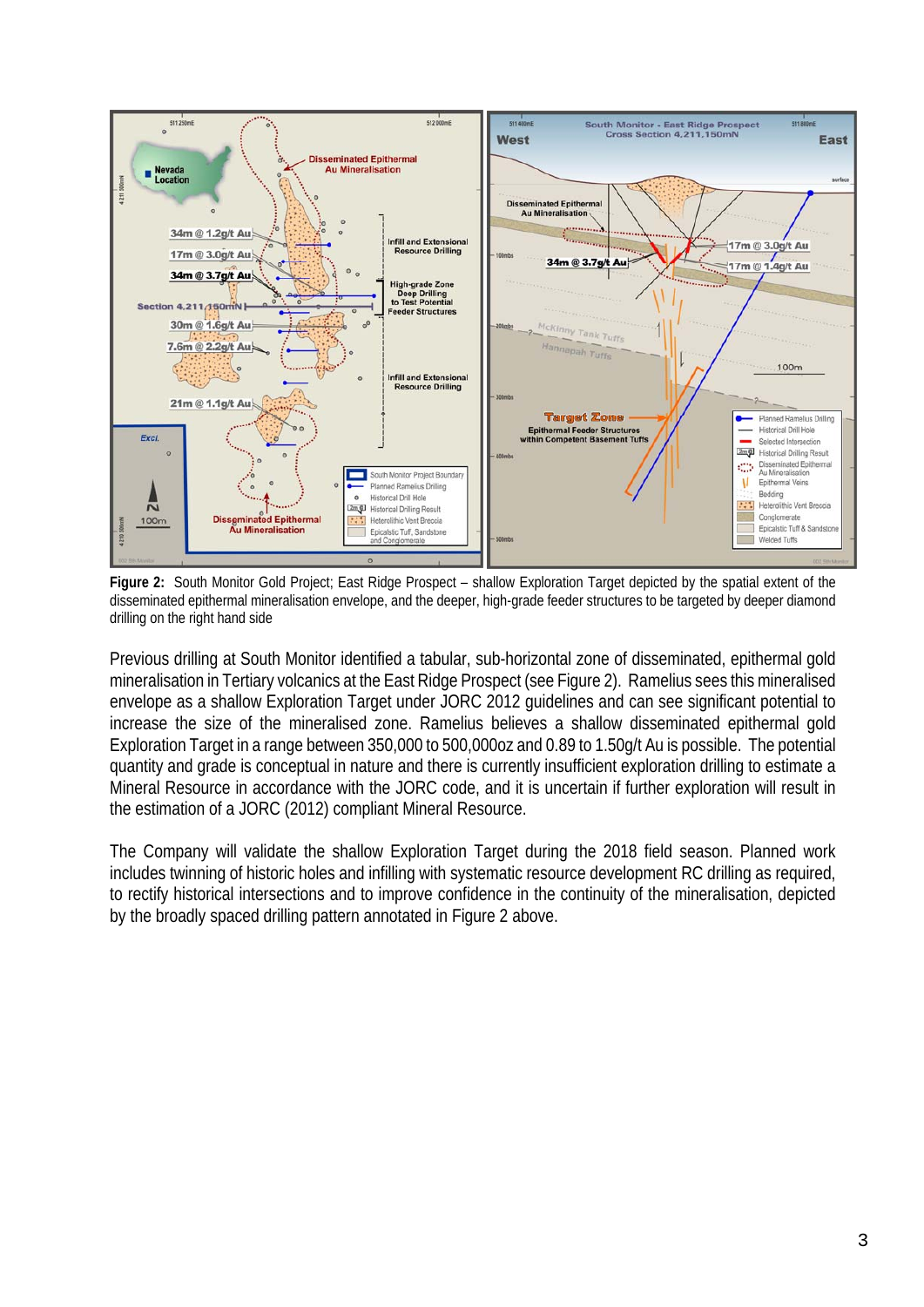**Figure 2:** South Monitor Gold Project; East Ridge Prospect – shallow Exploration Target depicted by the spatial extent of the disseminated epithermal mineralisation envelope, and the deeper, high-grade feeder structures to be targeted by deeper diamond drilling on the right hand side

Previous drilling at South Monitor identified a tabular, sub-horizontal zone of disseminated, epithermal gold mineralisation in Tertiary volcanics at the East Ridge Prospect (see Figure 2). Ramelius sees this mineralised envelope as a shallow Exploration Target under JORC 2012 guidelines and can see significant potential to increase the size of the mineralised zone. Ramelius believes a shallow disseminated epithermal gold Exploration Target in a range between 350,000 to 500,000oz and 0.89 to 1.50g/t Au is possible. The potential quantity and grade is conceptual in nature and there is currently insufficient exploration drilling to estimate a Mineral Resource in accordance with the JORC code, and it is uncertain if further exploration will result in the estimation of a JORC (2012) compliant Mineral Resource.

The Company will validate the shallow Exploration Target during the 2018 field season. Planned work includes twinning of historic holes and infilling with systematic resource development RC drilling as required, to rectify historical intersections and to improve confidence in the continuity of the mineralisation, depicted by the broadly spaced drilling pattern annotated in Figure 2 above.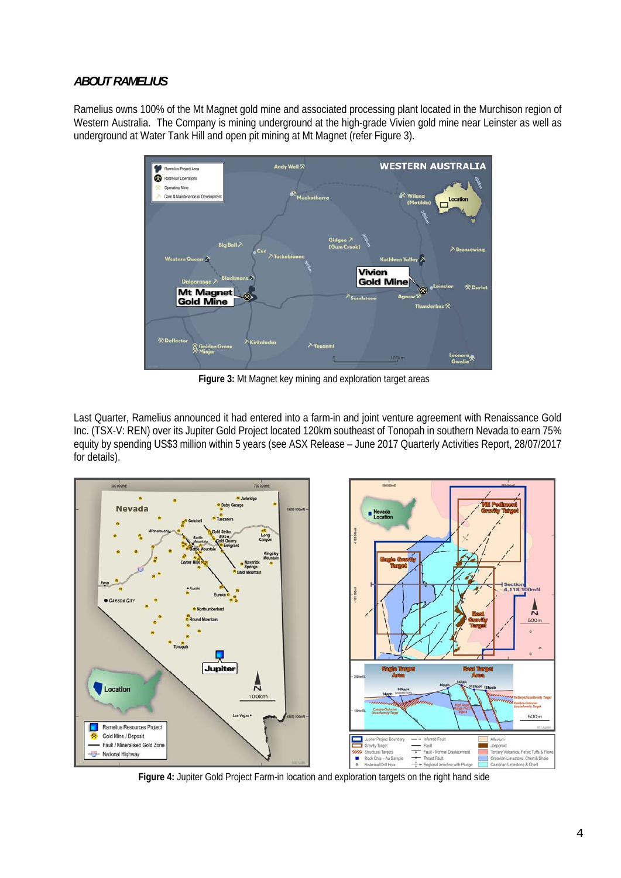## ABOUT RAMELIUS

Ramelius owns 100% of the Mt Magnet gold mine and associated processing plant located in the Murchison region of Western Australia. The Company is mining underground at the high-grade Vivien gold mine near Leinster as well as underground at Water Tank Hill and open pit mining at Mt Magnet (refer Figure 3).

**Figure 3:** Mt Magnet key mining and exploration target areas

Last Quarter, Ramelius announced it had entered into a farm-in and joint venture agreement with Renaissance Gold Inc. (TSX-V: REN) over its Jupiter Gold Project located 120km southeast of Tonopah in southern Nevada to earn 75% equity by spending US$3 million within 5 years (see ASX Release – June 2017 Quarterly Activities Report, 28/07/2017 for details).

**Figure 4:** Jupiter Gold Project Farm-in location and exploration targets on the right hand side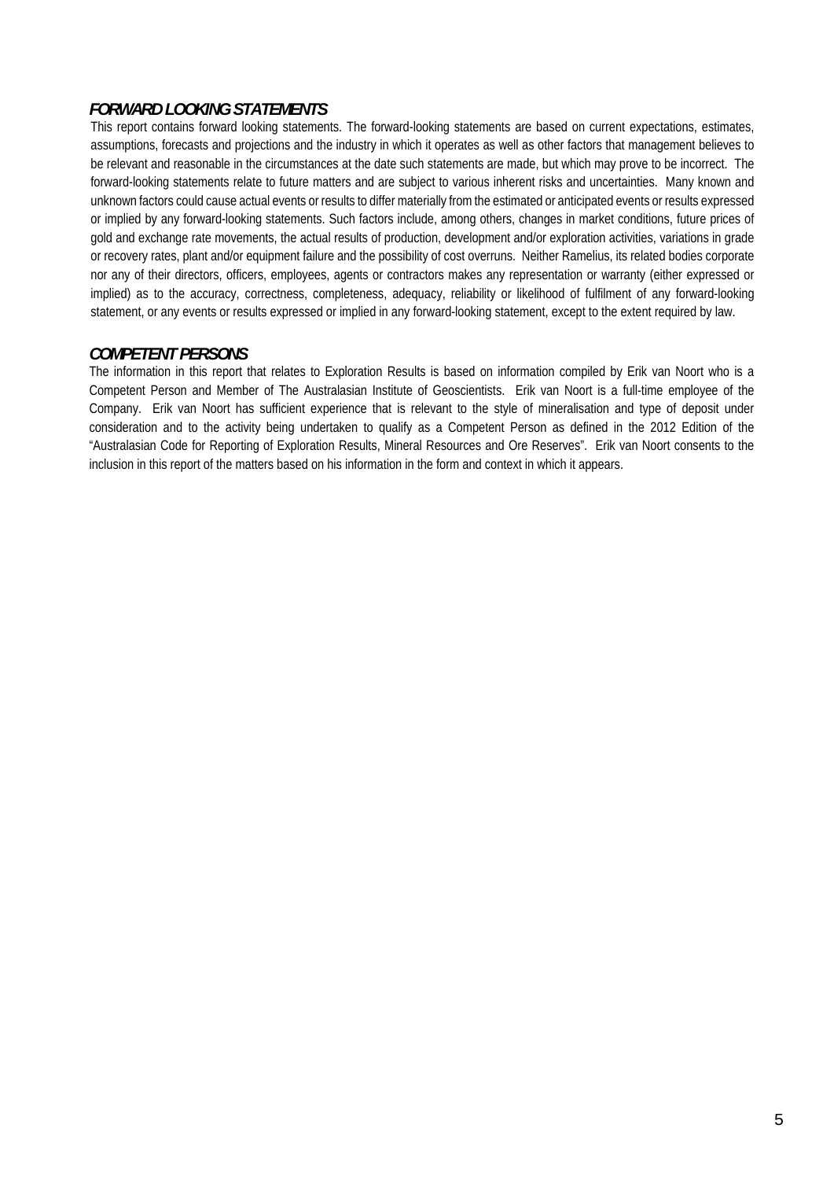## *FORWARD LOOKING STATEMENTS*

This report contains forward looking statements. The forward-looking statements are based on current expectations, estimates, assumptions, forecasts and projections and the industry in which it operates as well as other factors that management believes to be relevant and reasonable in the circumstances at the date such statements are made, but which may prove to be incorrect. The forward-looking statements relate to future matters and are subject to various inherent risks and uncertainties. Many known and unknown factors could cause actual events or results to differ materially from the estimated or anticipated events or results expressed or implied by any forward-looking statements. Such factors include, among others, changes in market conditions, future prices of gold and exchange rate movements, the actual results of production, development and/or exploration activities, variations in grade or recovery rates, plant and/or equipment failure and the possibility of cost overruns. Neither Ramelius, its related bodies corporate nor any of their directors, officers, employees, agents or contractors makes any representation or warranty (either expressed or implied) as to the accuracy, correctness, completeness, adequacy, reliability or likelihood of fulfilment of any forward-looking statement, or any events or results expressed or implied in any forward-looking statement, except to the extent required by law.

## *COMPETENT PERSONS*

The information in this report that relates to Exploration Results is based on information compiled by Erik van Noort who is a Competent Person and Member of The Australasian Institute of Geoscientists. Erik van Noort is a full-time employee of the Company. Erik van Noort has sufficient experience that is relevant to the style of mineralisation and type of deposit under consideration and to the activity being undertaken to qualify as a Competent Person as defined in the 2012 Edition of the "Australasian Code for Reporting of Exploration Results, Mineral Resources and Ore Reserves". Erik van Noort consents to the inclusion in this report of the matters based on his information in the form and context in which it appears.